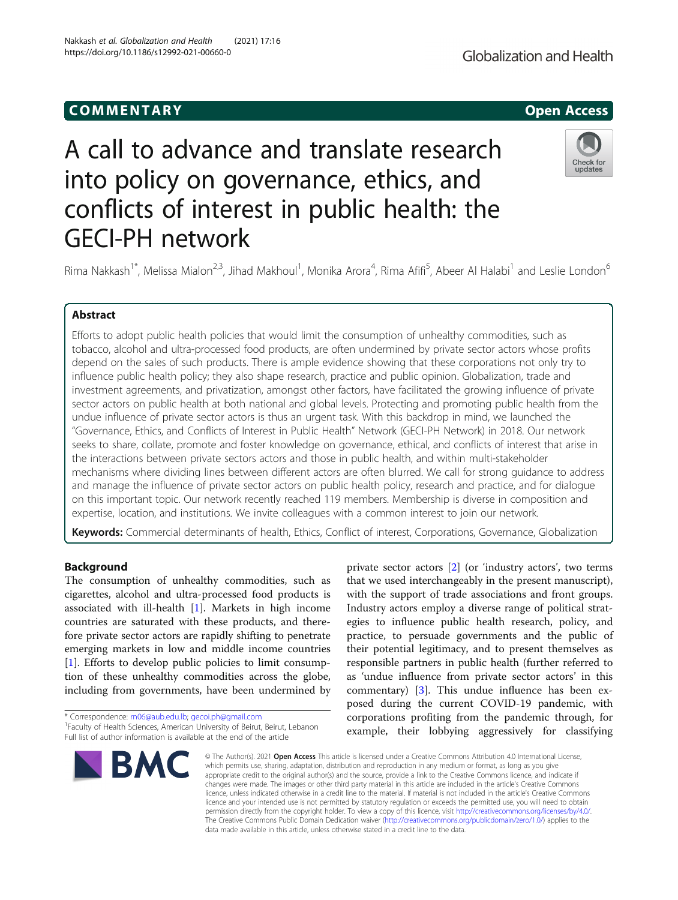COMMENTARY

Open Access

# A call to advance and translate research into policy on governance, ethics, and conflicts of interest in public health: the GECI-PH network

Rima Nakkash[1*], Melissa Mialon[2,3], Jihad Makhoul[1], Monika Arora[4], Rima Afifi[5], Abeer Al Halabi[1] and Leslie London[6]

## Abstract

Efforts to adopt public health policies that would limit the consumption of unhealthy commodities, such as tobacco, alcohol and ultra-processed food products, are often undermined by private sector actors whose profits depend on the sales of such products. There is ample evidence showing that these corporations not only try to influence public health policy; they also shape research, practice and public opinion. Globalization, trade and investment agreements, and privatization, amongst other factors, have facilitated the growing influence of private sector actors on public health at both national and global levels. Protecting and promoting public health from the undue influence of private sector actors is thus an urgent task. With this backdrop in mind, we launched the "Governance, Ethics, and Conflicts of Interest in Public Health" Network (GECI-PH Network) in 2018. Our network seeks to share, collate, promote and foster knowledge on governance, ethical, and conflicts of interest that arise in the interactions between private sectors actors and those in public health, and within multi-stakeholder mechanisms where dividing lines between different actors are often blurred. We call for strong guidance to address and manage the influence of private sector actors on public health policy, research and practice, and for dialogue on this important topic. Our network recently reached 119 members. Membership is diverse in composition and expertise, location, and institutions. We invite colleagues with a common interest to join our network.

**Keywords:** Commercial determinants of health, Ethics, Conflict of interest, Corporations, Governance, Globalization

## Background

The consumption of unhealthy commodities, such as cigarettes, alcohol and ultra-processed food products is associated with ill-health [1]. Markets in high income countries are saturated with these products, and therefore private sector actors are rapidly shifting to penetrate emerging markets in low and middle income countries [1]. Efforts to develop public policies to limit consumption of these unhealthy commodities across the globe, including from governments, have been undermined by private sector actors [2] (or 'industry actors', two terms that we used interchangeably in the present manuscript), with the support of trade associations and front groups. Industry actors employ a diverse range of political strategies to influence public health research, policy, and practice, to persuade governments and the public of their potential legitimacy, and to present themselves as responsible partners in public health (further referred to as 'undue influence from private sector actors' in this commentary) [3]. This undue influence has been exposed during the current COVID-19 pandemic, with corporations profiting from the pandemic through, for example, their lobbying aggressively for classifying

\* Correspondence: rn06@aub.edu.lb; gecoi.ph@gmail.com
[1]Faculty of Health Sciences, American University of Beirut, Beirut, Lebanon
Full list of author information is available at the end of the article

© The Author(s). 2021 **Open Access** This article is licensed under a Creative Commons Attribution 4.0 International License, which permits use, sharing, adaptation, distribution and reproduction in any medium or format, as long as you give appropriate credit to the original author(s) and the source, provide a link to the Creative Commons licence, and indicate if changes were made. The images or other third party material in this article are included in the article's Creative Commons licence, unless indicated otherwise in a credit line to the material. If material is not included in the article's Creative Commons licence and your intended use is not permitted by statutory regulation or exceeds the permitted use, you will need to obtain permission directly from the copyright holder. To view a copy of this licence, visit http://creativecommons.org/licenses/by/4.0/. The Creative Commons Public Domain Dedication waiver (http://creativecommons.org/publicdomain/zero/1.0/) applies to the data made available in this article, unless otherwise stated in a credit line to the data.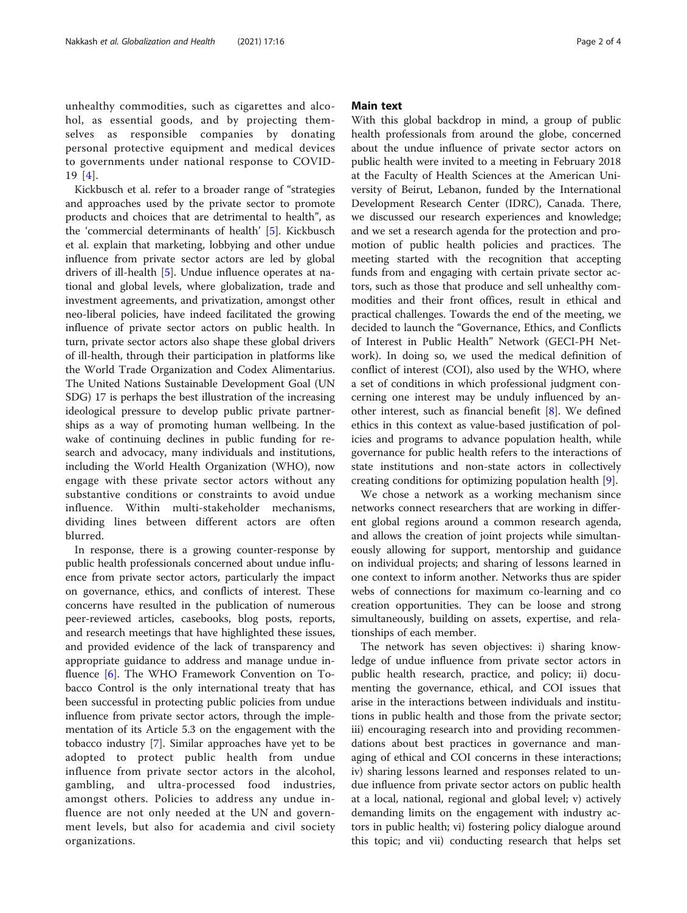unhealthy commodities, such as cigarettes and alcohol, as essential goods, and by projecting themselves as responsible companies by donating personal protective equipment and medical devices to governments under national response to COVID-19 [4].

Kickbusch et al. refer to a broader range of "strategies and approaches used by the private sector to promote products and choices that are detrimental to health", as the 'commercial determinants of health' [5]. Kickbusch et al. explain that marketing, lobbying and other undue influence from private sector actors are led by global drivers of ill-health [5]. Undue influence operates at national and global levels, where globalization, trade and investment agreements, and privatization, amongst other neo-liberal policies, have indeed facilitated the growing influence of private sector actors on public health. In turn, private sector actors also shape these global drivers of ill-health, through their participation in platforms like the World Trade Organization and Codex Alimentarius. The United Nations Sustainable Development Goal (UN SDG) 17 is perhaps the best illustration of the increasing ideological pressure to develop public private partnerships as a way of promoting human wellbeing. In the wake of continuing declines in public funding for research and advocacy, many individuals and institutions, including the World Health Organization (WHO), now engage with these private sector actors without any substantive conditions or constraints to avoid undue influence. Within multi-stakeholder mechanisms, dividing lines between different actors are often blurred.

In response, there is a growing counter-response by public health professionals concerned about undue influence from private sector actors, particularly the impact on governance, ethics, and conflicts of interest. These concerns have resulted in the publication of numerous peer-reviewed articles, casebooks, blog posts, reports, and research meetings that have highlighted these issues, and provided evidence of the lack of transparency and appropriate guidance to address and manage undue influence [6]. The WHO Framework Convention on Tobacco Control is the only international treaty that has been successful in protecting public policies from undue influence from private sector actors, through the implementation of its Article 5.3 on the engagement with the tobacco industry [7]. Similar approaches have yet to be adopted to protect public health from undue influence from private sector actors in the alcohol, gambling, and ultra-processed food industries, amongst others. Policies to address any undue influence are not only needed at the UN and government levels, but also for academia and civil society organizations.

## Main text

With this global backdrop in mind, a group of public health professionals from around the globe, concerned about the undue influence of private sector actors on public health were invited to a meeting in February 2018 at the Faculty of Health Sciences at the American University of Beirut, Lebanon, funded by the International Development Research Center (IDRC), Canada. There, we discussed our research experiences and knowledge; and we set a research agenda for the protection and promotion of public health policies and practices. The meeting started with the recognition that accepting funds from and engaging with certain private sector actors, such as those that produce and sell unhealthy commodities and their front offices, result in ethical and practical challenges. Towards the end of the meeting, we decided to launch the "Governance, Ethics, and Conflicts of Interest in Public Health" Network (GECI-PH Network). In doing so, we used the medical definition of conflict of interest (COI), also used by the WHO, where a set of conditions in which professional judgment concerning one interest may be unduly influenced by another interest, such as financial benefit [8]. We defined ethics in this context as value-based justification of policies and programs to advance population health, while governance for public health refers to the interactions of state institutions and non-state actors in collectively creating conditions for optimizing population health [9].

We chose a network as a working mechanism since networks connect researchers that are working in different global regions around a common research agenda, and allows the creation of joint projects while simultaneously allowing for support, mentorship and guidance on individual projects; and sharing of lessons learned in one context to inform another. Networks thus are spider webs of connections for maximum co-learning and co creation opportunities. They can be loose and strong simultaneously, building on assets, expertise, and relationships of each member.

The network has seven objectives: i) sharing knowledge of undue influence from private sector actors in public health research, practice, and policy; ii) documenting the governance, ethical, and COI issues that arise in the interactions between individuals and institutions in public health and those from the private sector; iii) encouraging research into and providing recommendations about best practices in governance and managing of ethical and COI concerns in these interactions; iv) sharing lessons learned and responses related to undue influence from private sector actors on public health at a local, national, regional and global level; v) actively demanding limits on the engagement with industry actors in public health; vi) fostering policy dialogue around this topic; and vii) conducting research that helps set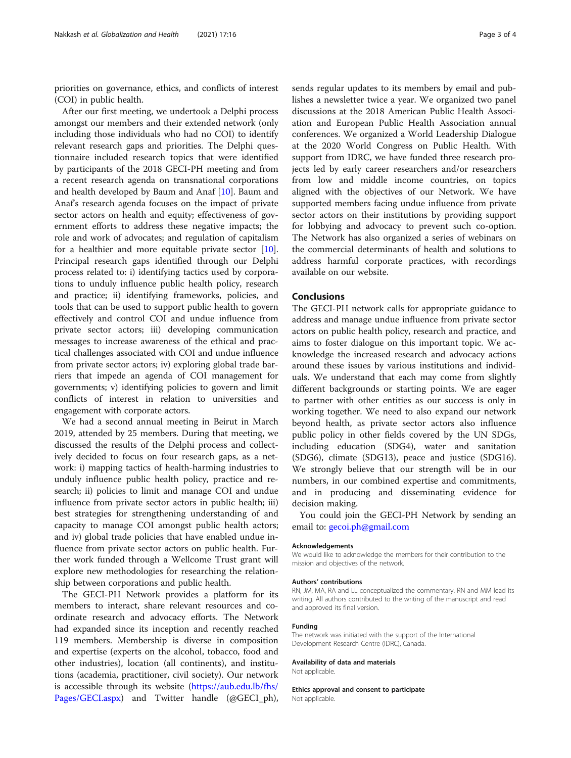priorities on governance, ethics, and conflicts of interest (COI) in public health.

After our first meeting, we undertook a Delphi process amongst our members and their extended network (only including those individuals who had no COI) to identify relevant research gaps and priorities. The Delphi questionnaire included research topics that were identified by participants of the 2018 GECI-PH meeting and from a recent research agenda on transnational corporations and health developed by Baum and Anaf [10]. Baum and Anaf's research agenda focuses on the impact of private sector actors on health and equity; effectiveness of government efforts to address these negative impacts; the role and work of advocates; and regulation of capitalism for a healthier and more equitable private sector [10]. Principal research gaps identified through our Delphi process related to: i) identifying tactics used by corporations to unduly influence public health policy, research and practice; ii) identifying frameworks, policies, and tools that can be used to support public health to govern effectively and control COI and undue influence from private sector actors; iii) developing communication messages to increase awareness of the ethical and practical challenges associated with COI and undue influence from private sector actors; iv) exploring global trade barriers that impede an agenda of COI management for governments; v) identifying policies to govern and limit conflicts of interest in relation to universities and engagement with corporate actors.

We had a second annual meeting in Beirut in March 2019, attended by 25 members. During that meeting, we discussed the results of the Delphi process and collectively decided to focus on four research gaps, as a network: i) mapping tactics of health-harming industries to unduly influence public health policy, practice and research; ii) policies to limit and manage COI and undue influence from private sector actors in public health; iii) best strategies for strengthening understanding of and capacity to manage COI amongst public health actors; and iv) global trade policies that have enabled undue influence from private sector actors on public health. Further work funded through a Wellcome Trust grant will explore new methodologies for researching the relationship between corporations and public health.

The GECI-PH Network provides a platform for its members to interact, share relevant resources and coordinate research and advocacy efforts. The Network had expanded since its inception and recently reached 119 members. Membership is diverse in composition and expertise (experts on the alcohol, tobacco, food and other industries), location (all continents), and institutions (academia, practitioner, civil society). Our network is accessible through its website (https://aub.edu.lb/fhs/Pages/GECI.aspx) and Twitter handle (@GECI_ph), sends regular updates to its members by email and publishes a newsletter twice a year. We organized two panel discussions at the 2018 American Public Health Association and European Public Health Association annual conferences. We organized a World Leadership Dialogue at the 2020 World Congress on Public Health. With support from IDRC, we have funded three research projects led by early career researchers and/or researchers from low and middle income countries, on topics aligned with the objectives of our Network. We have supported members facing undue influence from private sector actors on their institutions by providing support for lobbying and advocacy to prevent such co-option. The Network has also organized a series of webinars on the commercial determinants of health and solutions to address harmful corporate practices, with recordings available on our website.

## Conclusions

The GECI-PH network calls for appropriate guidance to address and manage undue influence from private sector actors on public health policy, research and practice, and aims to foster dialogue on this important topic. We acknowledge the increased research and advocacy actions around these issues by various institutions and individuals. We understand that each may come from slightly different backgrounds or starting points. We are eager to partner with other entities as our success is only in working together. We need to also expand our network beyond health, as private sector actors also influence public policy in other fields covered by the UN SDGs, including education (SDG4), water and sanitation (SDG6), climate (SDG13), peace and justice (SDG16). We strongly believe that our strength will be in our numbers, in our combined expertise and commitments, and in producing and disseminating evidence for decision making.

You could join the GECI-PH Network by sending an email to: gecoi.ph@gmail.com

#### Acknowledgements

We would like to acknowledge the members for their contribution to the mission and objectives of the network.

#### Authors' contributions

RN, JM, MA, RA and LL conceptualized the commentary. RN and MM lead its writing. All authors contributed to the writing of the manuscript and read and approved its final version.

#### Funding

The network was initiated with the support of the International Development Research Centre (IDRC), Canada.

#### Availability of data and materials

Not applicable.

#### Ethics approval and consent to participate

Not applicable.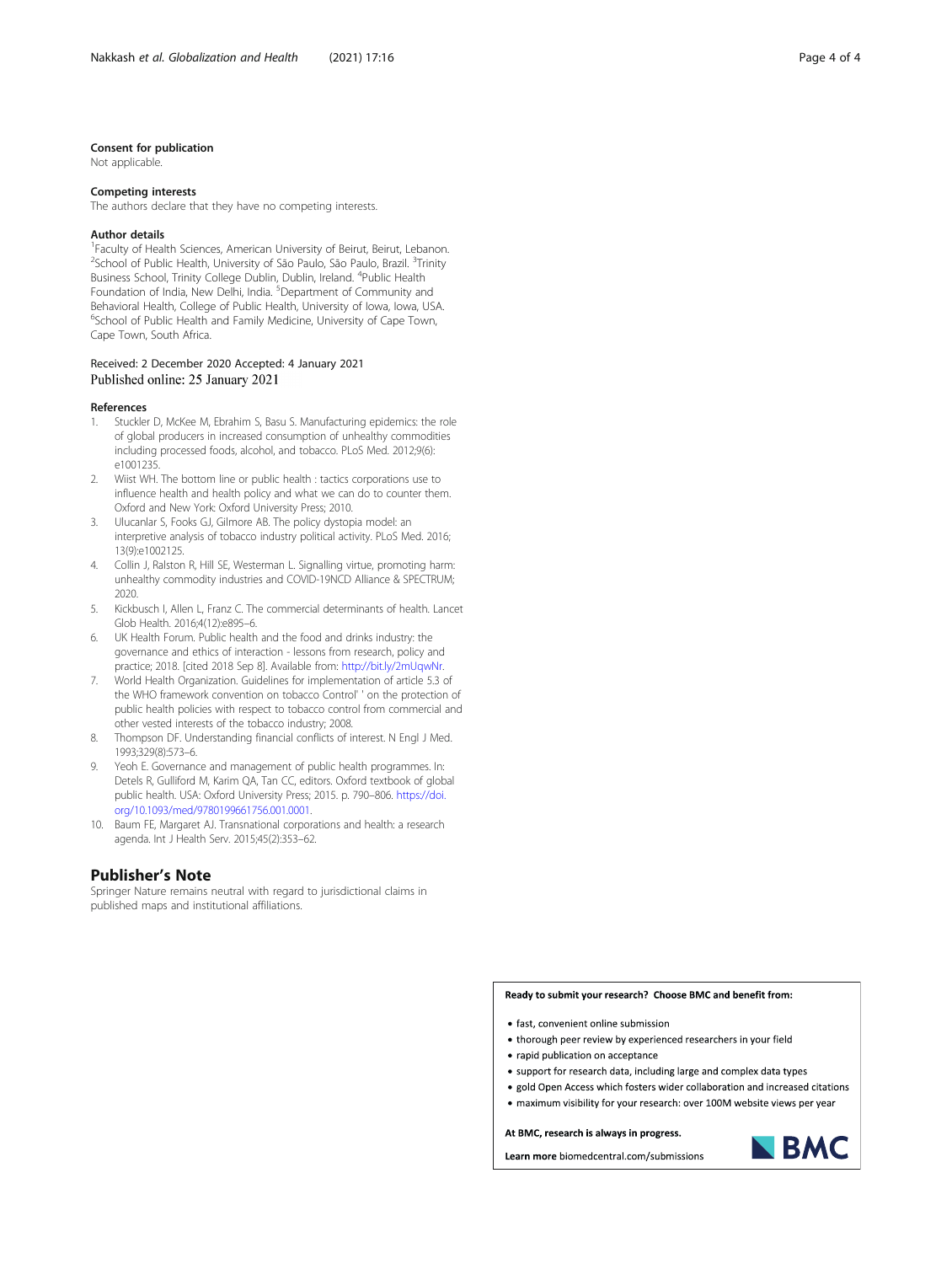### Consent for publication

Not applicable.

### Competing interests

The authors declare that they have no competing interests.

### Author details

[1]Faculty of Health Sciences, American University of Beirut, Beirut, Lebanon. [2]School of Public Health, University of São Paulo, São Paulo, Brazil. [3]Trinity Business School, Trinity College Dublin, Dublin, Ireland. [4]Public Health Foundation of India, New Delhi, India. [5]Department of Community and Behavioral Health, College of Public Health, University of Iowa, Iowa, USA. [6]School of Public Health and Family Medicine, University of Cape Town, Cape Town, South Africa.

Received: 2 December 2020 Accepted: 4 January 2021
Published online: 25 January 2021

### References

1. Stuckler D, McKee M, Ebrahim S, Basu S. Manufacturing epidemics: the role of global producers in increased consumption of unhealthy commodities including processed foods, alcohol, and tobacco. PLoS Med. 2012;9(6):e1001235.
2. Wiist WH. The bottom line or public health : tactics corporations use to influence health and health policy and what we can do to counter them. Oxford and New York: Oxford University Press; 2010.
3. Ulucanlar S, Fooks GJ, Gilmore AB. The policy dystopia model: an interpretive analysis of tobacco industry political activity. PLoS Med. 2016;13(9):e1002125.
4. Collin J, Ralston R, Hill SE, Westerman L. Signalling virtue, promoting harm: unhealthy commodity industries and COVID-19NCD Alliance & SPECTRUM; 2020.
5. Kickbusch I, Allen L, Franz C. The commercial determinants of health. Lancet Glob Health. 2016;4(12):e895–6.
6. UK Health Forum. Public health and the food and drinks industry: the governance and ethics of interaction - lessons from research, policy and practice; 2018. [cited 2018 Sep 8]. Available from: http://bit.ly/2mUqwNr.
7. World Health Organization. Guidelines for implementation of article 5.3 of the WHO framework convention on tobacco Control' ' on the protection of public health policies with respect to tobacco control from commercial and other vested interests of the tobacco industry; 2008.
8. Thompson DF. Understanding financial conflicts of interest. N Engl J Med. 1993;329(8):573–6.
9. Yeoh E. Governance and management of public health programmes. In: Detels R, Gulliford M, Karim QA, Tan CC, editors. Oxford textbook of global public health. USA: Oxford University Press; 2015. p. 790–806. https://doi.org/10.1093/med/9780199661756.001.0001.
10. Baum FE, Margaret AJ. Transnational corporations and health: a research agenda. Int J Health Serv. 2015;45(2):353–62.

## Publisher's Note

Springer Nature remains neutral with regard to jurisdictional claims in published maps and institutional affiliations.

**Ready to submit your research? Choose BMC and benefit from:**

- fast, convenient online submission
- thorough peer review by experienced researchers in your field
- rapid publication on acceptance
- support for research data, including large and complex data types
- gold Open Access which fosters wider collaboration and increased citations
- maximum visibility for your research: over 100M website views per year

**At BMC, research is always in progress.**

**Learn more** biomedcentral.com/submissions

BMC